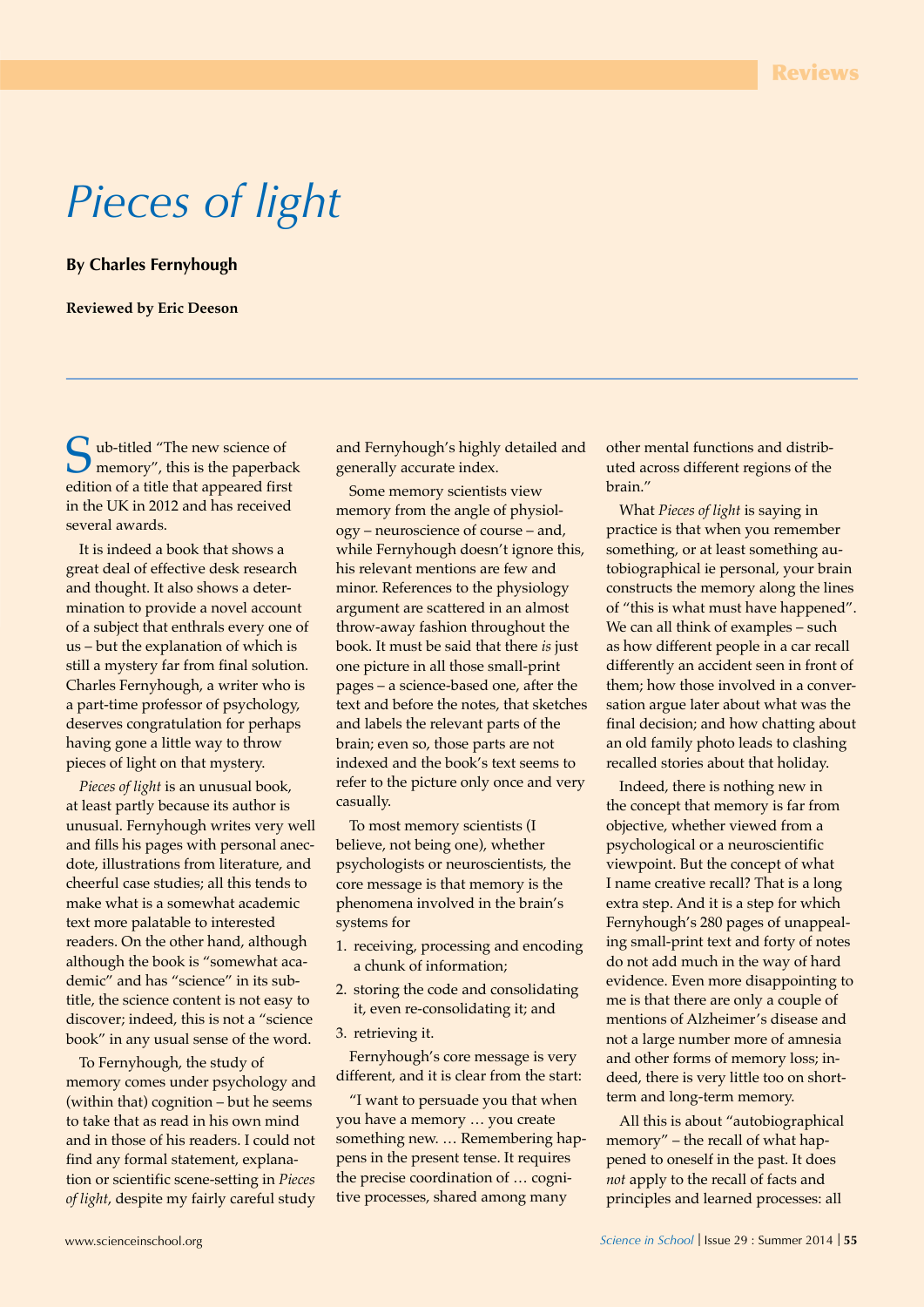# Pieces of light

**By Charles Fernyhough**

**Reviewed by Eric Deeson**

Sub-titled "The new science of memory", this is the paperback edition of a title that appeared first in the UK in 2012 and has received several awards.

It is indeed a book that shows a great deal of effective desk research and thought. It also shows a determination to provide a novel account of a subject that enthrals every one of us – but the explanation of which is still a mystery far from final solution. Charles Fernyhough, a writer who is a part-time professor of psychology, deserves congratulation for perhaps having gone a little way to throw pieces of light on that mystery.

*Pieces of light* is an unusual book, at least partly because its author is unusual. Fernyhough writes very well and fills his pages with personal anecdote, illustrations from literature, and cheerful case studies; all this tends to make what is a somewhat academic text more palatable to interested readers. On the other hand, although although the book is "somewhat academic" and has "science" in its subtitle, the science content is not easy to discover; indeed, this is not a "science book" in any usual sense of the word.

To Fernyhough, the study of memory comes under psychology and (within that) cognition – but he seems to take that as read in his own mind and in those of his readers. I could not find any formal statement, explanation or scientific scene-setting in *Pieces of light*, despite my fairly careful study and Fernyhough's highly detailed and generally accurate index.

Some memory scientists view memory from the angle of physiology – neuroscience of course – and, while Fernyhough doesn't ignore this, his relevant mentions are few and minor. References to the physiology argument are scattered in an almost throw-away fashion throughout the book. It must be said that there *is* just one picture in all those small-print pages – a science-based one, after the text and before the notes, that sketches and labels the relevant parts of the brain; even so, those parts are not indexed and the book's text seems to refer to the picture only once and very casually.

To most memory scientists (I believe, not being one), whether psychologists or neuroscientists, the core message is that memory is the phenomena involved in the brain's systems for

1. receiving, processing and encoding a chunk of information;
2. storing the code and consolidating it, even re-consolidating it; and
3. retrieving it.

Fernyhough's core message is very different, and it is clear from the start:

"I want to persuade you that when you have a memory … you create something new. … Remembering happens in the present tense. It requires the precise coordination of … cognitive processes, shared among many other mental functions and distributed across different regions of the brain."

What *Pieces of light* is saying in practice is that when you remember something, or at least something autobiographical ie personal, your brain constructs the memory along the lines of "this is what must have happened". We can all think of examples – such as how different people in a car recall differently an accident seen in front of them; how those involved in a conversation argue later about what was the final decision; and how chatting about an old family photo leads to clashing recalled stories about that holiday.

Indeed, there is nothing new in the concept that memory is far from objective, whether viewed from a psychological or a neuroscientific viewpoint. But the concept of what I name creative recall? That is a long extra step. And it is a step for which Fernyhough's 280 pages of unappealing small-print text and forty of notes do not add much in the way of hard evidence. Even more disappointing to me is that there are only a couple of mentions of Alzheimer's disease and not a large number more of amnesia and other forms of memory loss; indeed, there is very little too on short-term and long-term memory.

All this is about "autobiographical memory" – the recall of what happened to oneself in the past. It does *not* apply to the recall of facts and principles and learned processes: all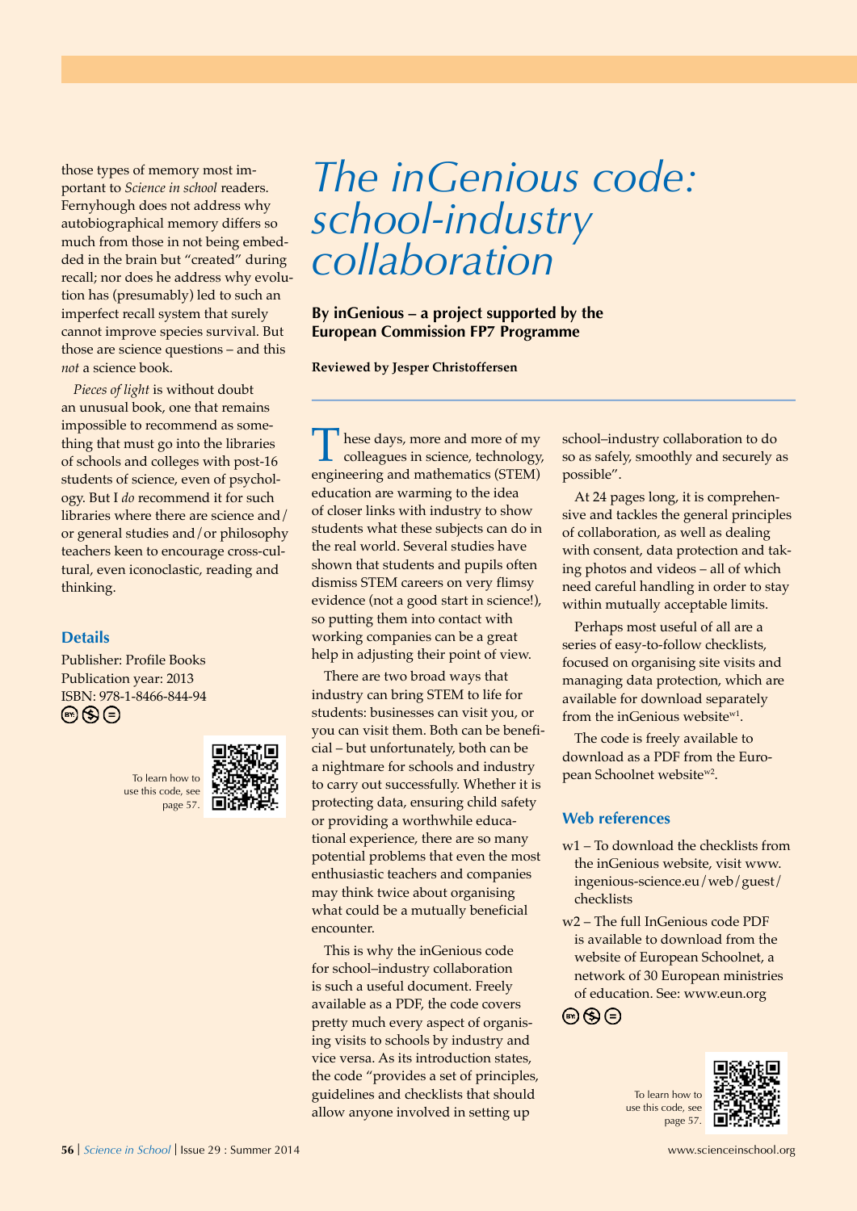those types of memory most important to *Science in school* readers. Fernyhough does not address why autobiographical memory differs so much from those in not being embedded in the brain but "created" during recall; nor does he address why evolution has (presumably) led to such an imperfect recall system that surely cannot improve species survival. But those are science questions – and this *not* a science book.

*Pieces of light* is without doubt an unusual book, one that remains impossible to recommend as something that must go into the libraries of schools and colleges with post-16 students of science, even of psychology. But I *do* recommend it for such libraries where there are science and / or general studies and / or philosophy teachers keen to encourage cross-cultural, even iconoclastic, reading and thinking.

### Details

Publisher: Profile Books
Publication year: 2013
ISBN: 978-1-8466-844-94

To learn how to use this code, see page 57.

# *The inGenious code: school-industry collaboration*

**By inGenious – a project supported by the European Commission FP7 Programme**

**Reviewed by Jesper Christoffersen**

These days, more and more of my colleagues in science, technology, engineering and mathematics (STEM) education are warming to the idea of closer links with industry to show students what these subjects can do in the real world. Several studies have shown that students and pupils often dismiss STEM careers on very flimsy evidence (not a good start in science!), so putting them into contact with working companies can be a great help in adjusting their point of view.

There are two broad ways that industry can bring STEM to life for students: businesses can visit you, or you can visit them. Both can be beneficial – but unfortunately, both can be a nightmare for schools and industry to carry out successfully. Whether it is protecting data, ensuring child safety or providing a worthwhile educational experience, there are so many potential problems that even the most enthusiastic teachers and companies may think twice about organising what could be a mutually beneficial encounter.

This is why the inGenious code for school–industry collaboration is such a useful document. Freely available as a PDF, the code covers pretty much every aspect of organising visits to schools by industry and vice versa. As its introduction states, the code "provides a set of principles, guidelines and checklists that should allow anyone involved in setting up school–industry collaboration to do so as safely, smoothly and securely as possible".

At 24 pages long, it is comprehensive and tackles the general principles of collaboration, as well as dealing with consent, data protection and taking photos and videos – all of which need careful handling in order to stay within mutually acceptable limits.

Perhaps most useful of all are a series of easy-to-follow checklists, focused on organising site visits and managing data protection, which are available for download separately from the inGenious website[w1].

The code is freely available to download as a PDF from the European Schoolnet website[w2].

### Web references

- w1 – To download the checklists from the inGenious website, visit www.ingenious-science.eu/web/guest/checklists
- w2 – The full InGenious code PDF is available to download from the website of European Schoolnet, a network of 30 European ministries of education. See: www.eun.org

To learn how to use this code, see page 57.